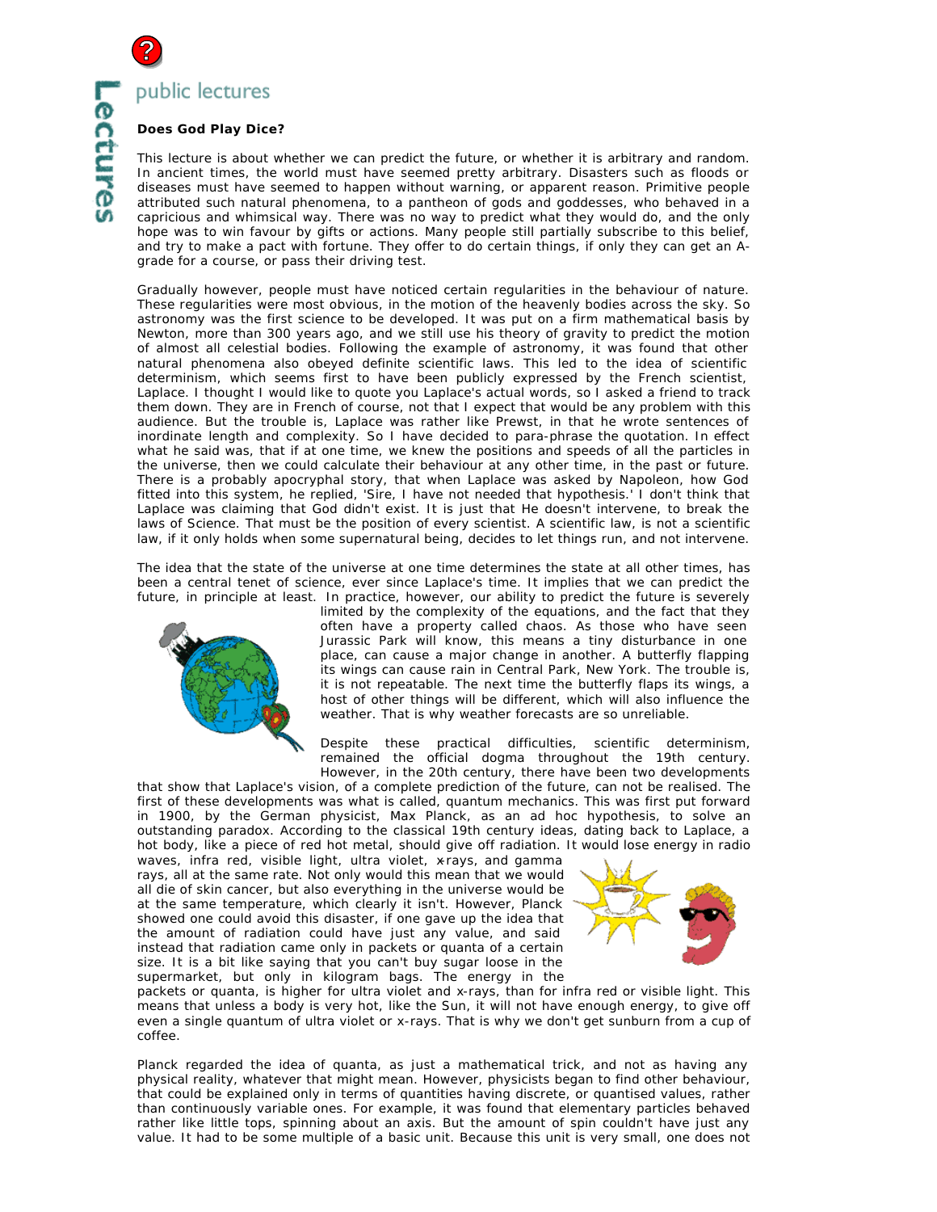public lectures

### Does God Play Dice?

This lecture is about whether we can predict the future, or whether it is arbitrary and random. In ancient times, the world must have seemed pretty arbitrary. Disasters such as floods or diseases must have seemed to happen without warning, or apparent reason. Primitive people attributed such natural phenomena, to a pantheon of gods and goddesses, who behaved in a capricious and whimsical way. There was no way to predict what they would do, and the only hope was to win favour by gifts or actions. Many people still partially subscribe to this belief, and try to make a pact with fortune. They offer to do certain things, if only they can get an A-grade for a course, or pass their driving test.

Gradually however, people must have noticed certain regularities in the behaviour of nature. These regularities were most obvious, in the motion of the heavenly bodies across the sky. So astronomy was the first science to be developed. It was put on a firm mathematical basis by Newton, more than 300 years ago, and we still use his theory of gravity to predict the motion of almost all celestial bodies. Following the example of astronomy, it was found that other natural phenomena also obeyed definite scientific laws. This led to the idea of scientific determinism, which seems first to have been publicly expressed by the French scientist, Laplace. I thought I would like to quote you Laplace's actual words, so I asked a friend to track them down. They are in French of course, not that I expect that would be any problem with this audience. But the trouble is, Laplace was rather like Prewst, in that he wrote sentences of inordinate length and complexity. So I have decided to para-phrase the quotation. In effect what he said was, that if at one time, we knew the positions and speeds of all the particles in the universe, then we could calculate their behaviour at any other time, in the past or future. There is a probably apocryphal story, that when Laplace was asked by Napoleon, how God fitted into this system, he replied, 'Sire, I have not needed that hypothesis.' I don't think that Laplace was claiming that God didn't exist. It is just that He doesn't intervene, to break the laws of Science. That must be the position of every scientist. A scientific law, is not a scientific law, if it only holds when some supernatural being, decides to let things run, and not intervene.

The idea that the state of the universe at one time determines the state at all other times, has been a central tenet of science, ever since Laplace's time. It implies that we can predict the future, in principle at least. In practice, however, our ability to predict the future is severely limited by the complexity of the equations, and the fact that they often have a property called chaos. As those who have seen Jurassic Park will know, this means a tiny disturbance in one place, can cause a major change in another. A butterfly flapping its wings can cause rain in Central Park, New York. The trouble is, it is not repeatable. The next time the butterfly flaps its wings, a host of other things will be different, which will also influence the weather. That is why weather forecasts are so unreliable.

Despite these practical difficulties, scientific determinism, remained the official dogma throughout the 19th century. However, in the 20th century, there have been two developments that show that Laplace's vision, of a complete prediction of the future, can not be realised. The first of these developments was what is called, quantum mechanics. This was first put forward in 1900, by the German physicist, Max Planck, as an ad hoc hypothesis, to solve an outstanding paradox. According to the classical 19th century ideas, dating back to Laplace, a hot body, like a piece of red hot metal, should give off radiation. It would lose energy in radio waves, infra red, visible light, ultra violet, x-rays, and gamma rays, all at the same rate. Not only would this mean that we would all die of skin cancer, but also everything in the universe would be at the same temperature, which clearly it isn't. However, Planck showed one could avoid this disaster, if one gave up the idea that the amount of radiation could have just any value, and said instead that radiation came only in packets or quanta of a certain size. It is a bit like saying that you can't buy sugar loose in the supermarket, but only in kilogram bags. The energy in the packets or quanta, is higher for ultra violet and x-rays, than for infra red or visible light. This means that unless a body is very hot, like the Sun, it will not have enough energy, to give off even a single quantum of ultra violet or x-rays. That is why we don't get sunburn from a cup of coffee.

Planck regarded the idea of quanta, as just a mathematical trick, and not as having any physical reality, whatever that might mean. However, physicists began to find other behaviour, that could be explained only in terms of quantities having discrete, or quantised values, rather than continuously variable ones. For example, it was found that elementary particles behaved rather like little tops, spinning about an axis. But the amount of spin couldn't have just any value. It had to be some multiple of a basic unit. Because this unit is very small, one does not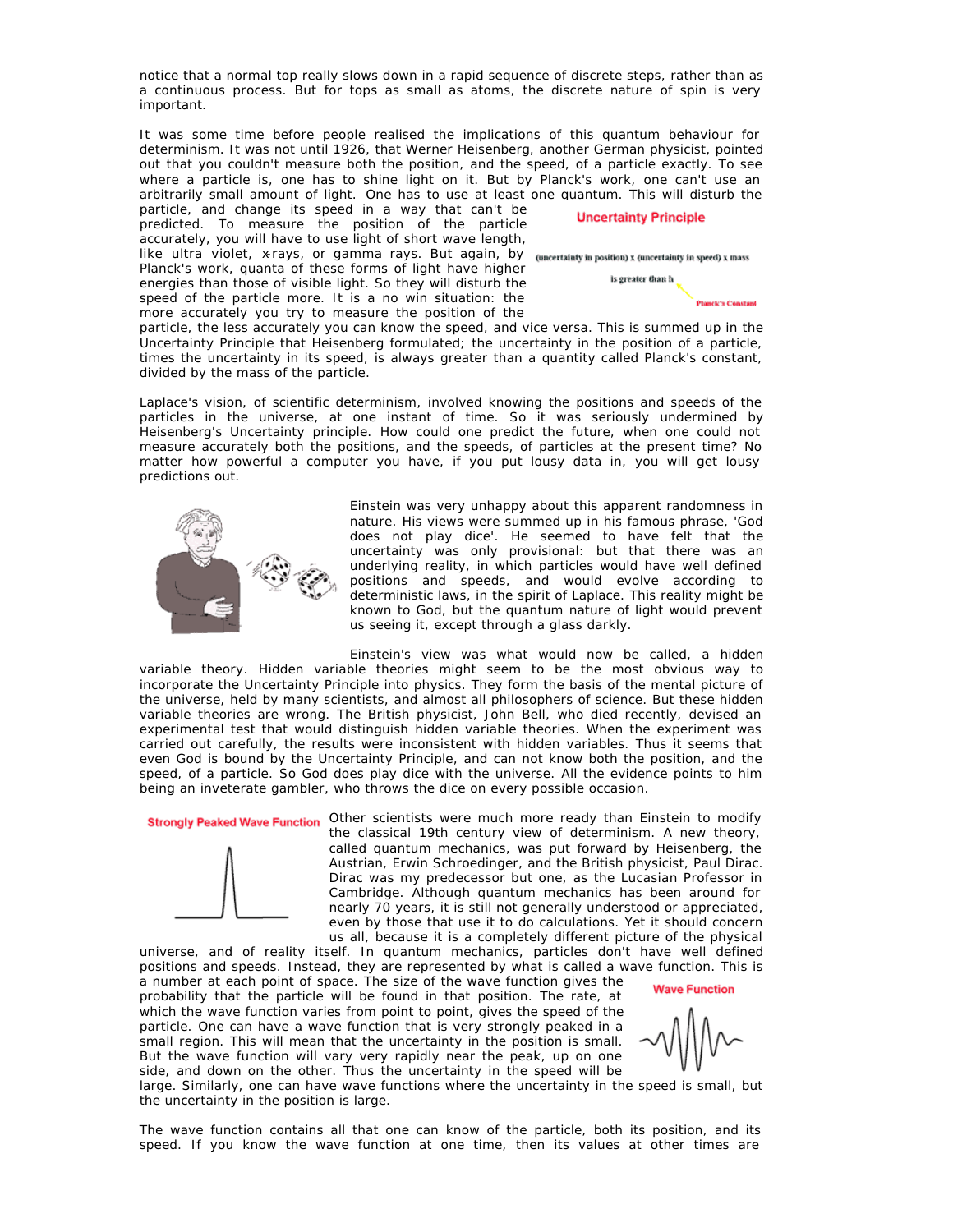notice that a normal top really slows down in a rapid sequence of discrete steps, rather than as a continuous process. But for tops as small as atoms, the discrete nature of spin is very important.

It was some time before people realised the implications of this quantum behaviour for determinism. It was not until 1926, that Werner Heisenberg, another German physicist, pointed out that you couldn't measure both the position, and the speed, of a particle exactly. To see where a particle is, one has to shine light on it. But by Planck's work, one can't use an arbitrarily small amount of light. One has to use at least one quantum. This will disturb the particle, and change its speed in a way that can't be predicted. To measure the position of the particle accurately, you will have to use light of short wave length, like ultra violet, x-rays, or gamma rays. But again, by Planck's work, quanta of these forms of light have higher energies than those of visible light. So they will disturb the speed of the particle more. It is a no win situation: the more accurately you try to measure the position of the particle, the less accurately you can know the speed, and vice versa. This is summed up in the Uncertainty Principle that Heisenberg formulated; the uncertainty in the position of a particle, times the uncertainty in its speed, is always greater than a quantity called Planck's constant, divided by the mass of the particle.

**Uncertainty Principle**

(uncertainty in position) x (uncertainty in speed) x mass is greater than h

Planck's Constant

Laplace's vision, of scientific determinism, involved knowing the positions and speeds of the particles in the universe, at one instant of time. So it was seriously undermined by Heisenberg's Uncertainty principle. How could one predict the future, when one could not measure accurately both the positions, and the speeds, of particles at the present time? No matter how powerful a computer you have, if you put lousy data in, you will get lousy predictions out.

Einstein was very unhappy about this apparent randomness in nature. His views were summed up in his famous phrase, 'God does not play dice'. He seemed to have felt that the uncertainty was only provisional: but that there was an underlying reality, in which particles would have well defined positions and speeds, and would evolve according to deterministic laws, in the spirit of Laplace. This reality might be known to God, but the quantum nature of light would prevent us seeing it, except through a glass darkly.

Einstein's view was what would now be called, a hidden variable theory. Hidden variable theories might seem to be the most obvious way to incorporate the Uncertainty Principle into physics. They form the basis of the mental picture of the universe, held by many scientists, and almost all philosophers of science. But these hidden variable theories are wrong. The British physicist, John Bell, who died recently, devised an experimental test that would distinguish hidden variable theories. When the experiment was carried out carefully, the results were inconsistent with hidden variables. Thus it seems that even God is bound by the Uncertainty Principle, and can not know both the position, and the speed, of a particle. So God does play dice with the universe. All the evidence points to him being an inveterate gambler, who throws the dice on every possible occasion.

**Strongly Peaked Wave Function**

Other scientists were much more ready than Einstein to modify the classical 19th century view of determinism. A new theory, called quantum mechanics, was put forward by Heisenberg, the Austrian, Erwin Schroedinger, and the British physicist, Paul Dirac. Dirac was my predecessor but one, as the Lucasian Professor in Cambridge. Although quantum mechanics has been around for nearly 70 years, it is still not generally understood or appreciated, even by those that use it to do calculations. Yet it should concern us all, because it is a completely different picture of the physical universe, and of reality itself. In quantum mechanics, particles don't have well defined positions and speeds. Instead, they are represented by what is called a wave function. This is a number at each point of space. The size of the wave function gives the probability that the particle will be found in that position. The rate, at which the wave function varies from point to point, gives the speed of the particle. One can have a wave function that is very strongly peaked in a small region. This will mean that the uncertainty in the position is small. But the wave function will vary very rapidly near the peak, up on one side, and down on the other. Thus the uncertainty in the speed will be large. Similarly, one can have wave functions where the uncertainty in the speed is small, but the uncertainty in the position is large.

**Wave Function**

The wave function contains all that one can know of the particle, both its position, and its speed. If you know the wave function at one time, then its values at other times are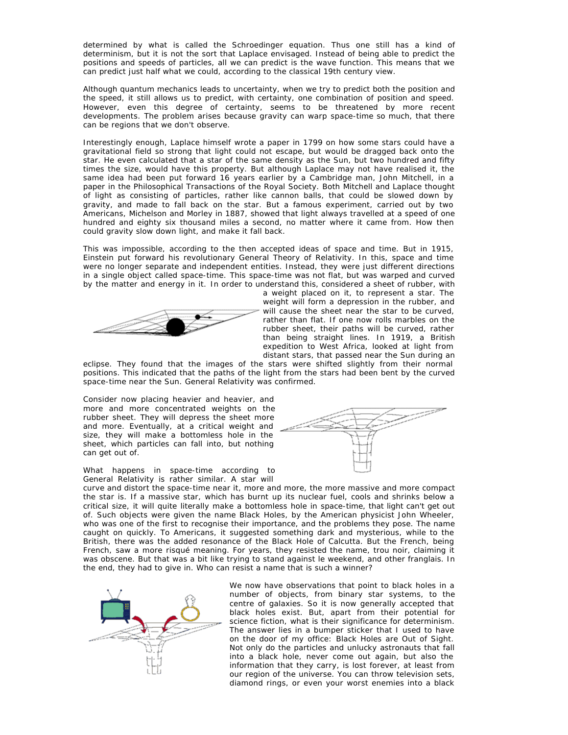determined by what is called the Schroedinger equation. Thus one still has a kind of determinism, but it is not the sort that Laplace envisaged. Instead of being able to predict the positions and speeds of particles, all we can predict is the wave function. This means that we can predict just half what we could, according to the classical 19th century view.

Although quantum mechanics leads to uncertainty, when we try to predict both the position and the speed, it still allows us to predict, with certainty, one combination of position and speed. However, even this degree of certainty, seems to be threatened by more recent developments. The problem arises because gravity can warp space-time so much, that there can be regions that we don't observe.

Interestingly enough, Laplace himself wrote a paper in 1799 on how some stars could have a gravitational field so strong that light could not escape, but would be dragged back onto the star. He even calculated that a star of the same density as the Sun, but two hundred and fifty times the size, would have this property. But although Laplace may not have realised it, the same idea had been put forward 16 years earlier by a Cambridge man, John Mitchell, in a paper in the Philosophical Transactions of the Royal Society. Both Mitchell and Laplace thought of light as consisting of particles, rather like cannon balls, that could be slowed down by gravity, and made to fall back on the star. But a famous experiment, carried out by two Americans, Michelson and Morley in 1887, showed that light always travelled at a speed of one hundred and eighty six thousand miles a second, no matter where it came from. How then could gravity slow down light, and make it fall back.

This was impossible, according to the then accepted ideas of space and time. But in 1915, Einstein put forward his revolutionary General Theory of Relativity. In this, space and time were no longer separate and independent entities. Instead, they were just different directions in a single object called space-time. This space-time was not flat, but was warped and curved by the matter and energy in it. In order to understand this, considered a sheet of rubber, with a weight placed on it, to represent a star. The weight will form a depression in the rubber, and will cause the sheet near the star to be curved, rather than flat. If one now rolls marbles on the rubber sheet, their paths will be curved, rather than being straight lines. In 1919, a British expedition to West Africa, looked at light from distant stars, that passed near the Sun during an eclipse. They found that the images of the stars were shifted slightly from their normal positions. This indicated that the paths of the light from the stars had been bent by the curved space-time near the Sun. General Relativity was confirmed.

Consider now placing heavier and heavier, and more and more concentrated weights on the rubber sheet. They will depress the sheet more and more. Eventually, at a critical weight and size, they will make a bottomless hole in the sheet, which particles can fall into, but nothing can get out of.

What happens in space-time according to General Relativity is rather similar. A star will curve and distort the space-time near it, more and more, the more massive and more compact the star is. If a massive star, which has burnt up its nuclear fuel, cools and shrinks below a critical size, it will quite literally make a bottomless hole in space-time, that light can't get out of. Such objects were given the name Black Holes, by the American physicist John Wheeler, who was one of the first to recognise their importance, and the problems they pose. The name caught on quickly. To Americans, it suggested something dark and mysterious, while to the British, there was the added resonance of the Black Hole of Calcutta. But the French, being French, saw a more risqué meaning. For years, they resisted the name, trou noir, claiming it was obscene. But that was a bit like trying to stand against le weekend, and other franglais. In the end, they had to give in. Who can resist a name that is such a winner?

We now have observations that point to black holes in a number of objects, from binary star systems, to the centre of galaxies. So it is now generally accepted that black holes exist. But, apart from their potential for science fiction, what is their significance for determinism. The answer lies in a bumper sticker that I used to have on the door of my office: Black Holes are Out of Sight. Not only do the particles and unlucky astronauts that fall into a black hole, never come out again, but also the information that they carry, is lost forever, at least from our region of the universe. You can throw television sets, diamond rings, or even your worst enemies into a black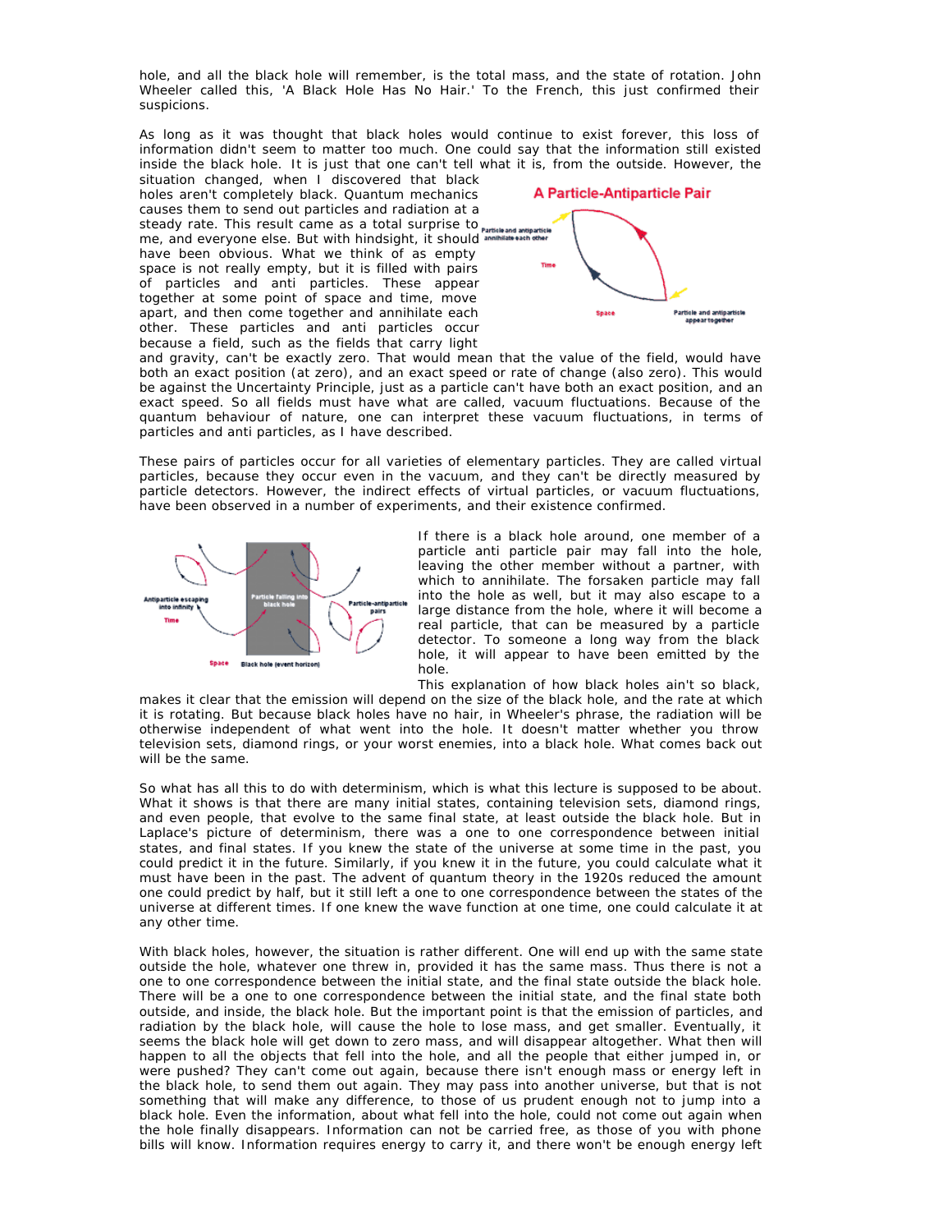hole, and all the black hole will remember, is the total mass, and the state of rotation. John Wheeler called this, 'A Black Hole Has No Hair.' To the French, this just confirmed their suspicions.

As long as it was thought that black holes would continue to exist forever, this loss of information didn't seem to matter too much. One could say that the information still existed inside the black hole. It is just that one can't tell what it is, from the outside. However, the situation changed, when I discovered that black holes aren't completely black. Quantum mechanics causes them to send out particles and radiation at a steady rate. This result came as a total surprise to me, and everyone else. But with hindsight, it should have been obvious. What we think of as empty space is not really empty, but it is filled with pairs of particles and anti particles. These appear together at some point of space and time, move apart, and then come together and annihilate each other. These particles and anti particles occur because a field, such as the fields that carry light and gravity, can't be exactly zero. That would mean that the value of the field, would have both an exact position (at zero), and an exact speed or rate of change (also zero). This would be against the Uncertainty Principle, just as a particle can't have both an exact position, and an exact speed. So all fields must have what are called, vacuum fluctuations. Because of the quantum behaviour of nature, one can interpret these vacuum fluctuations, in terms of particles and anti particles, as I have described.

A Particle-Antiparticle Pair

Particle and antiparticle annihilate each other

Time

Space

Particle and antiparticle appear together

These pairs of particles occur for all varieties of elementary particles. They are called virtual particles, because they occur even in the vacuum, and they can't be directly measured by particle detectors. However, the indirect effects of virtual particles, or vacuum fluctuations, have been observed in a number of experiments, and their existence confirmed.

Antiparticle escaping into infinity

Time

Particle falling into black hole

Particle-antiparticle pairs

Space

Black hole (event horizon)

If there is a black hole around, one member of a particle anti particle pair may fall into the hole, leaving the other member without a partner, with which to annihilate. The forsaken particle may fall into the hole as well, but it may also escape to a large distance from the hole, where it will become a real particle, that can be measured by a particle detector. To someone a long way from the black hole, it will appear to have been emitted by the hole.

This explanation of how black holes ain't so black, makes it clear that the emission will depend on the size of the black hole, and the rate at which it is rotating. But because black holes have no hair, in Wheeler's phrase, the radiation will be otherwise independent of what went into the hole. It doesn't matter whether you throw television sets, diamond rings, or your worst enemies, into a black hole. What comes back out will be the same.

So what has all this to do with determinism, which is what this lecture is supposed to be about. What it shows is that there are many initial states, containing television sets, diamond rings, and even people, that evolve to the same final state, at least outside the black hole. But in Laplace's picture of determinism, there was a one to one correspondence between initial states, and final states. If you knew the state of the universe at some time in the past, you could predict it in the future. Similarly, if you knew it in the future, you could calculate what it must have been in the past. The advent of quantum theory in the 1920s reduced the amount one could predict by half, but it still left a one to one correspondence between the states of the universe at different times. If one knew the wave function at one time, one could calculate it at any other time.

With black holes, however, the situation is rather different. One will end up with the same state outside the hole, whatever one threw in, provided it has the same mass. Thus there is not a one to one correspondence between the initial state, and the final state outside the black hole. There will be a one to one correspondence between the initial state, and the final state both outside, and inside, the black hole. But the important point is that the emission of particles, and radiation by the black hole, will cause the hole to lose mass, and get smaller. Eventually, it seems the black hole will get down to zero mass, and will disappear altogether. What then will happen to all the objects that fell into the hole, and all the people that either jumped in, or were pushed? They can't come out again, because there isn't enough mass or energy left in the black hole, to send them out again. They may pass into another universe, but that is not something that will make any difference, to those of us prudent enough not to jump into a black hole. Even the information, about what fell into the hole, could not come out again when the hole finally disappears. Information can not be carried free, as those of you with phone bills will know. Information requires energy to carry it, and there won't be enough energy left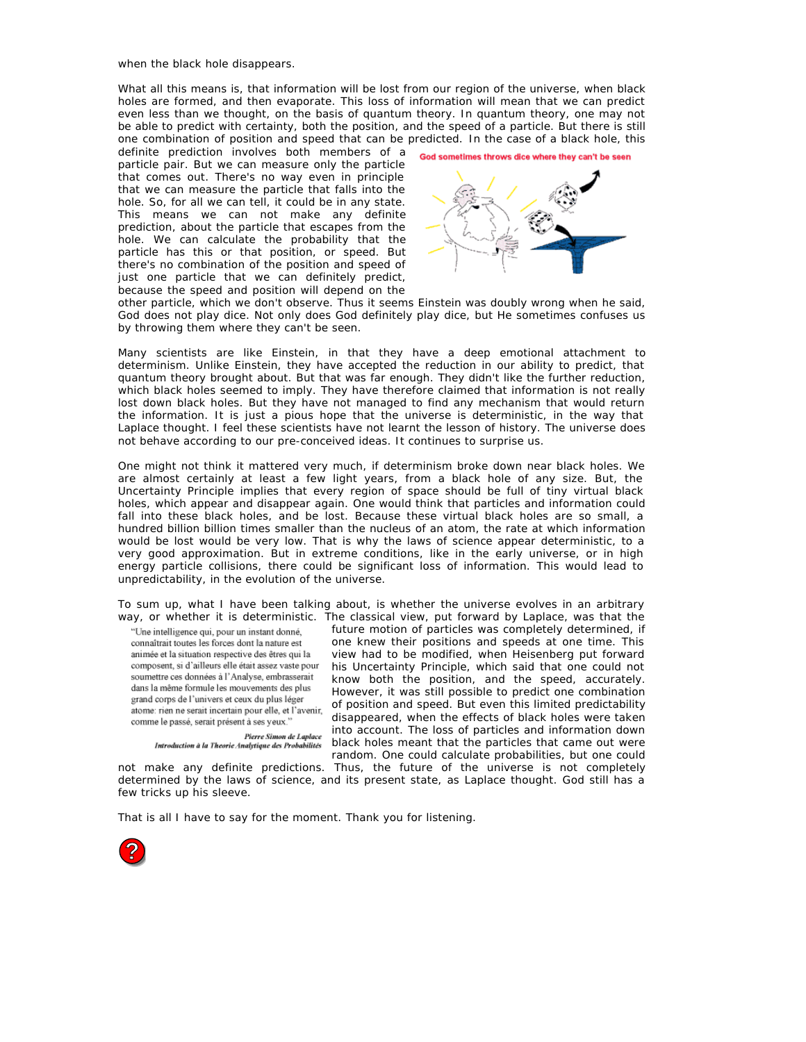when the black hole disappears.

What all this means is, that information will be lost from our region of the universe, when black holes are formed, and then evaporate. This loss of information will mean that we can predict even less than we thought, on the basis of quantum theory. In quantum theory, one may not be able to predict with certainty, both the position, and the speed of a particle. But there is still one combination of position and speed that can be predicted. In the case of a black hole, this definite prediction involves both members of a particle pair. But we can measure only the particle that comes out. There's no way even in principle that we can measure the particle that falls into the hole. So, for all we can tell, it could be in any state. This means we can not make any definite prediction, about the particle that escapes from the hole. We can calculate the probability that the particle has this or that position, or speed. But there's no combination of the position and speed of just one particle that we can definitely predict, because the speed and position will depend on the other particle, which we don't observe. Thus it seems Einstein was doubly wrong when he said, God does not play dice. Not only does God definitely play dice, but He sometimes confuses us by throwing them where they can't be seen.

God sometimes throws dice where they can't be seen

Many scientists are like Einstein, in that they have a deep emotional attachment to determinism. Unlike Einstein, they have accepted the reduction in our ability to predict, that quantum theory brought about. But that was far enough. They didn't like the further reduction, which black holes seemed to imply. They have therefore claimed that information is not really lost down black holes. But they have not managed to find any mechanism that would return the information. It is just a pious hope that the universe is deterministic, in the way that Laplace thought. I feel these scientists have not learnt the lesson of history. The universe does not behave according to our pre-conceived ideas. It continues to surprise us.

One might not think it mattered very much, if determinism broke down near black holes. We are almost certainly at least a few light years, from a black hole of any size. But, the Uncertainty Principle implies that every region of space should be full of tiny virtual black holes, which appear and disappear again. One would think that particles and information could fall into these black holes, and be lost. Because these virtual black holes are so small, a hundred billion billion times smaller than the nucleus of an atom, the rate at which information would be lost would be very low. That is why the laws of science appear deterministic, to a very good approximation. But in extreme conditions, like in the early universe, or in high energy particle collisions, there could be significant loss of information. This would lead to unpredictability, in the evolution of the universe.

To sum up, what I have been talking about, is whether the universe evolves in an arbitrary way, or whether it is deterministic. The classical view, put forward by Laplace, was that the future motion of particles was completely determined, if one knew their positions and speeds at one time. This view had to be modified, when Heisenberg put forward his Uncertainty Principle, which said that one could not know both the position, and the speed, accurately. However, it was still possible to predict one combination of position and speed. But even this limited predictability disappeared, when the effects of black holes were taken into account. The loss of particles and information down black holes meant that the particles that came out were random. One could calculate probabilities, but one could not make any definite predictions. Thus, the future of the universe is not completely determined by the laws of science, and its present state, as Laplace thought. God still has a few tricks up his sleeve.

> "Une intelligence qui, pour un instant donné, connaîtrait toutes les forces dont la nature est animée et la situation respective des êtres qui la composent, si d'ailleurs elle était assez vaste pour soumettre ces données à l'Analyse, embrasserait dans la même formule les mouvements des plus grand corps de l'univers et ceux du plus léger atome: rien ne serait incertain pour elle, et l'avenir, comme le passé, serait présent à ses yeux."
>
> ***Pierre Simon de Laplace***
> ***Introduction à la Theorie Analytique des Probabilités***

That is all I have to say for the moment. Thank you for listening.